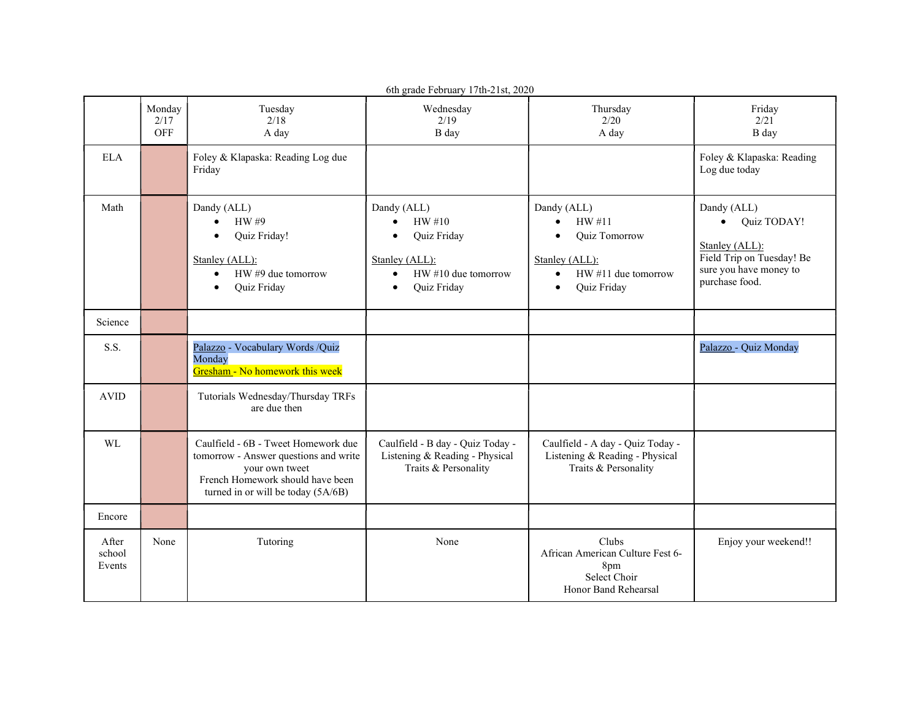6th grade February 17th-21st, 2020

| | Monday 2/17 OFF | Tuesday 2/18 A day | Wednesday 2/19 B day | Thursday 2/20 A day | Friday 2/21 B day |
|---|---|---|---|---|---|
| ELA | | Foley & Klapaska: Reading Log due Friday | | | Foley & Klapaska: Reading Log due today |
| Math | | Dandy (ALL)<br>• HW #9<br>• Quiz Friday!<br><br>Stanley (ALL):<br>• HW #9 due tomorrow<br>• Quiz Friday | Dandy (ALL)<br>• HW #10<br>• Quiz Friday<br><br>Stanley (ALL):<br>• HW #10 due tomorrow<br>• Quiz Friday | Dandy (ALL)<br>• HW #11<br>• Quiz Tomorrow<br><br>Stanley (ALL):<br>• HW #11 due tomorrow<br>• Quiz Friday | Dandy (ALL)<br>• Quiz TODAY!<br><br>Stanley (ALL):<br>Field Trip on Tuesday! Be sure you have money to purchase food. |
| Science | | | | | |
| S.S. | | Palazzo - Vocabulary Words /Quiz Monday<br>Gresham - No homework this week | | | Palazzo - Quiz Monday |
| AVID | | Tutorials Wednesday/Thursday TRFs are due then | | | |
| WL | | Caulfield - 6B - Tweet Homework due tomorrow - Answer questions and write your own tweet<br>French Homework should have been turned in or will be today (5A/6B) | Caulfield - B day - Quiz Today - Listening & Reading - Physical Traits & Personality | Caulfield - A day - Quiz Today - Listening & Reading - Physical Traits & Personality | |
| Encore | | | | | |
| After school Events | None | Tutoring | None | Clubs<br>African American Culture Fest 6-8pm<br>Select Choir<br>Honor Band Rehearsal | Enjoy your weekend!! |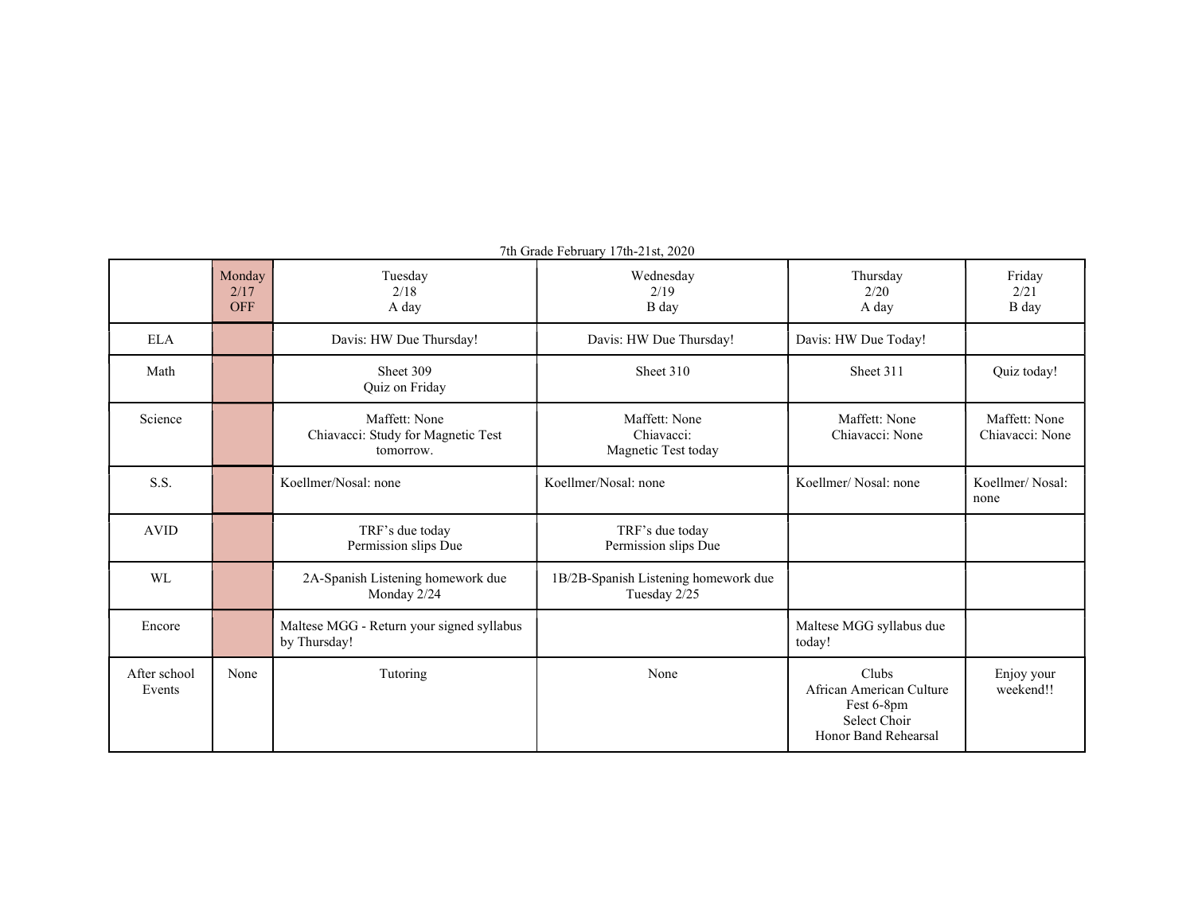7th Grade February 17th-21st, 2020

| | Monday 2/17 OFF | Tuesday 2/18 A day | Wednesday 2/19 B day | Thursday 2/20 A day | Friday 2/21 B day |
|---|---|---|---|---|---|
| ELA | | Davis: HW Due Thursday! | Davis: HW Due Thursday! | Davis: HW Due Today! | |
| Math | | Sheet 309<br>Quiz on Friday | Sheet 310 | Sheet 311 | Quiz today! |
| Science | | Maffett: None<br>Chiavacci: Study for Magnetic Test tomorrow. | Maffett: None<br>Chiavacci:<br>Magnetic Test today | Maffett: None<br>Chiavacci: None | Maffett: None<br>Chiavacci: None |
| S.S. | | Koellmer/Nosal: none | Koellmer/Nosal: none | Koellmer/ Nosal: none | Koellmer/ Nosal: none |
| AVID | | TRF's due today<br>Permission slips Due | TRF's due today<br>Permission slips Due | | |
| WL | | 2A-Spanish Listening homework due Monday 2/24 | 1B/2B-Spanish Listening homework due Tuesday 2/25 | | |
| Encore | | Maltese MGG - Return your signed syllabus by Thursday! | | Maltese MGG syllabus due today! | |
| After school Events | None | Tutoring | None | Clubs<br>African American Culture Fest 6-8pm<br>Select Choir<br>Honor Band Rehearsal | Enjoy your weekend!! |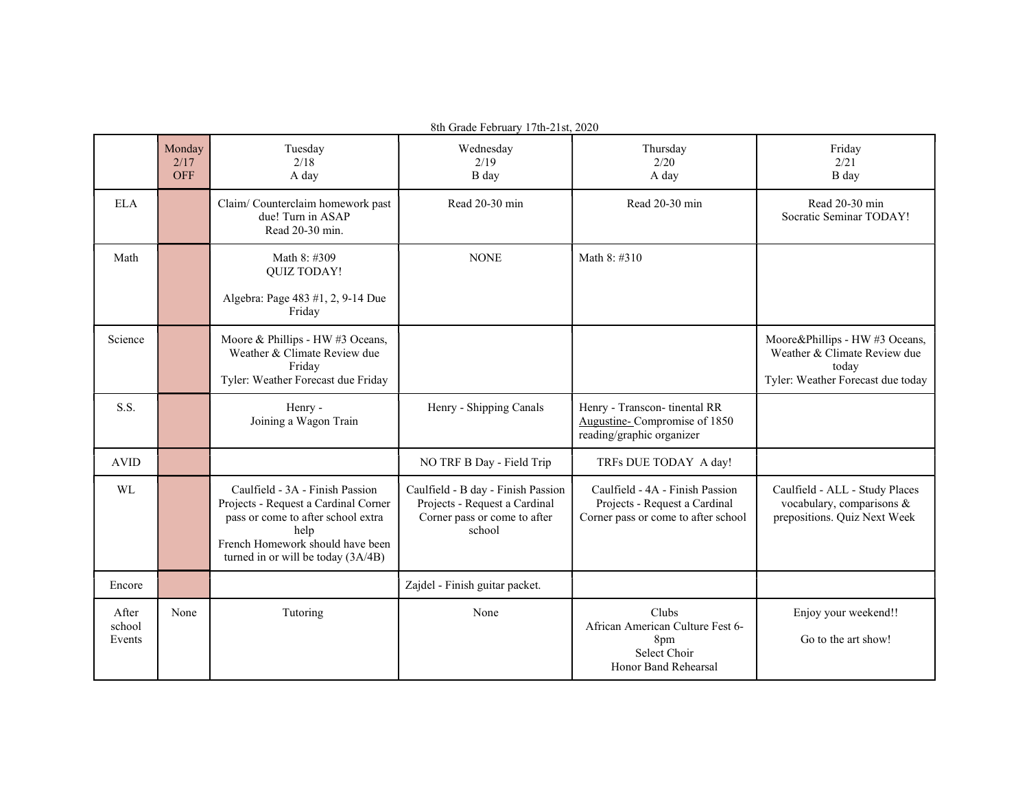8th Grade February 17th-21st, 2020

| | Monday 2/17 OFF | Tuesday 2/18 A day | Wednesday 2/19 B day | Thursday 2/20 A day | Friday 2/21 B day |
|---|---|---|---|---|---|
| ELA | | Claim/ Counterclaim homework past due! Turn in ASAP Read 20-30 min. | Read 20-30 min | Read 20-30 min | Read 20-30 min Socratic Seminar TODAY! |
| Math | | Math 8: #309 QUIZ TODAY! Algebra: Page 483 #1, 2, 9-14 Due Friday | NONE | Math 8: #310 | |
| Science | | Moore & Phillips - HW #3 Oceans, Weather & Climate Review due Friday Tyler: Weather Forecast due Friday | | | Moore&Phillips - HW #3 Oceans, Weather & Climate Review due today Tyler: Weather Forecast due today |
| S.S. | | Henry - Joining a Wagon Train | Henry - Shipping Canals | Henry - Transcon- tinental RR Augustine- Compromise of 1850 reading/graphic organizer | |
| AVID | | | NO TRF B Day - Field Trip | TRFs DUE TODAY A day! | |
| WL | | Caulfield - 3A - Finish Passion Projects - Request a Cardinal Corner pass or come to after school extra help French Homework should have been turned in or will be today (3A/4B) | Caulfield - B day - Finish Passion Projects - Request a Cardinal Corner pass or come to after school | Caulfield - 4A - Finish Passion Projects - Request a Cardinal Corner pass or come to after school | Caulfield - ALL - Study Places vocabulary, comparisons & prepositions. Quiz Next Week |
| Encore | | | Zajdel - Finish guitar packet. | | |
| After school Events | None | Tutoring | None | Clubs African American Culture Fest 6-8pm Select Choir Honor Band Rehearsal | Enjoy your weekend!! Go to the art show! |